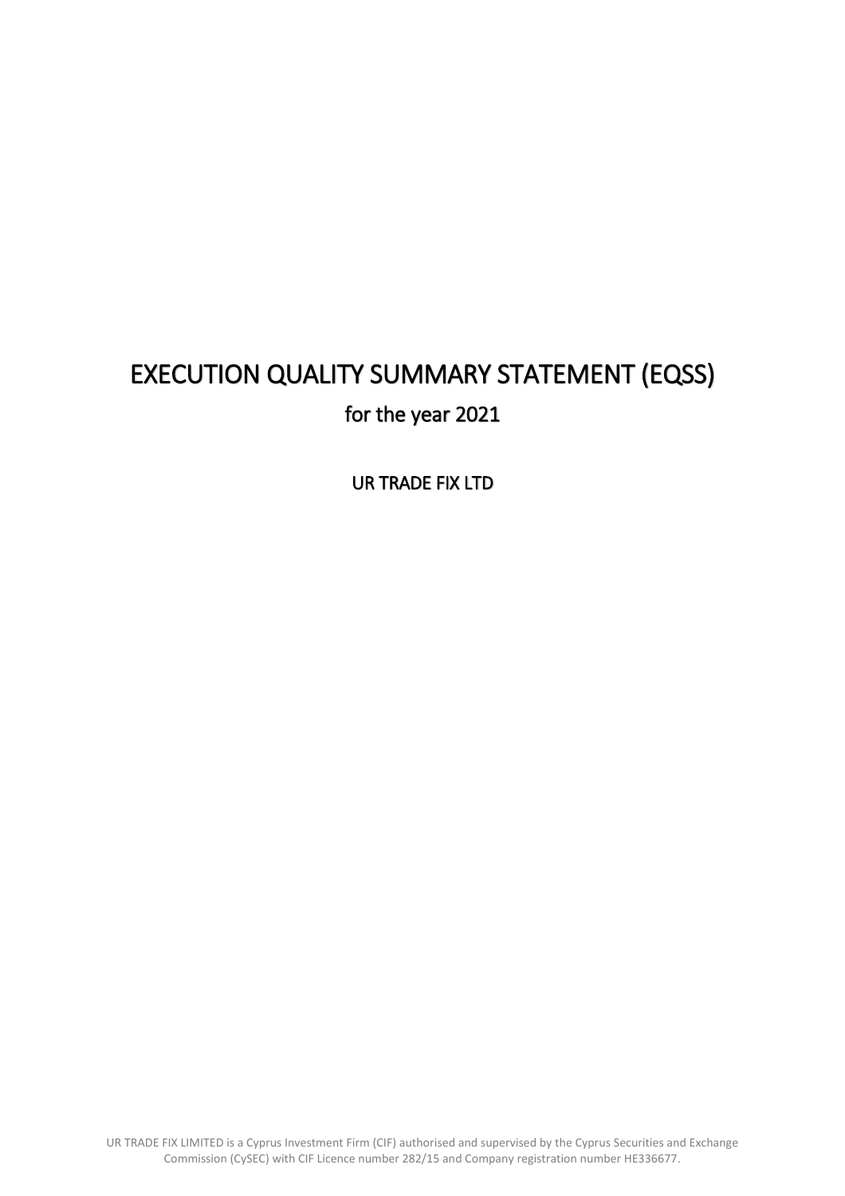# EXECUTION QUALITY SUMMARY STATEMENT (EQSS)

## for the year 2021

UR TRADE FIX LTD

UR TRADE FIX LIMITED is a Cyprus Investment Firm (CIF) authorised and supervised by the Cyprus Securities and Exchange Commission (CySEC) with CIF Licence number 282/15 and Company registration number HE336677.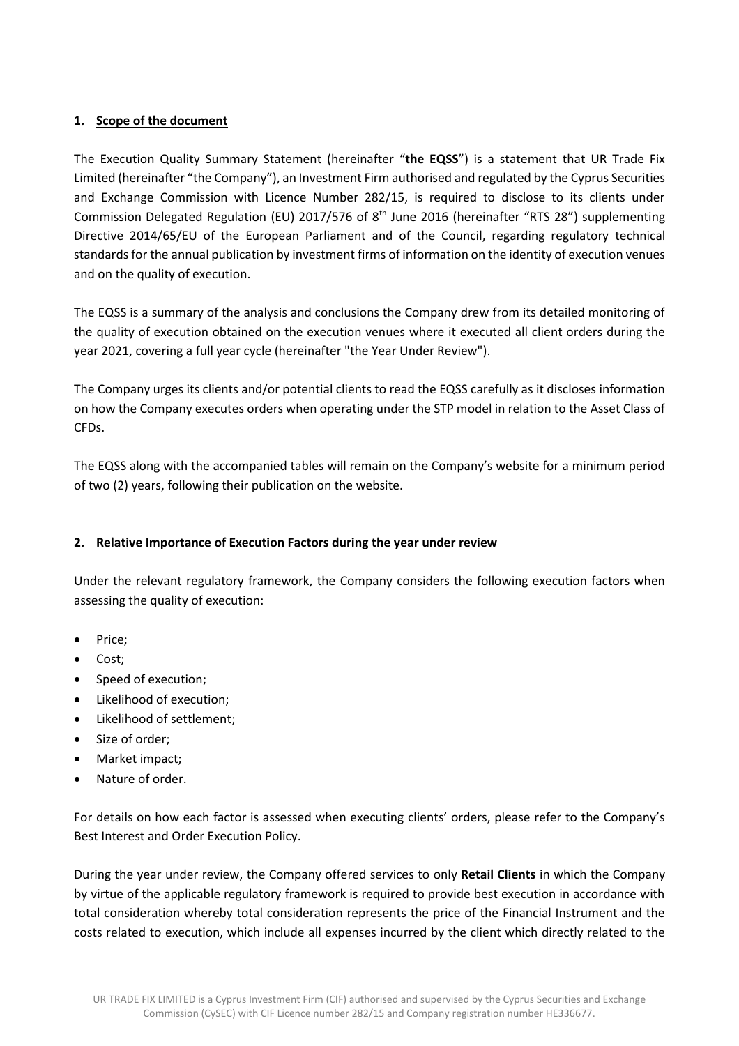## 1. Scope of the document

The Execution Quality Summary Statement (hereinafter "**the EQSS**") is a statement that UR Trade Fix Limited (hereinafter "the Company"), an Investment Firm authorised and regulated by the Cyprus Securities and Exchange Commission with Licence Number 282/15, is required to disclose to its clients under Commission Delegated Regulation (EU) 2017/576 of 8th June 2016 (hereinafter "RTS 28") supplementing Directive 2014/65/EU of the European Parliament and of the Council, regarding regulatory technical standards for the annual publication by investment firms of information on the identity of execution venues and on the quality of execution.

The EQSS is a summary of the analysis and conclusions the Company drew from its detailed monitoring of the quality of execution obtained on the execution venues where it executed all client orders during the year 2021, covering a full year cycle (hereinafter "the Year Under Review").

The Company urges its clients and/or potential clients to read the EQSS carefully as it discloses information on how the Company executes orders when operating under the STP model in relation to the Asset Class of CFDs.

The EQSS along with the accompanied tables will remain on the Company's website for a minimum period of two (2) years, following their publication on the website.

## 2. Relative Importance of Execution Factors during the year under review

Under the relevant regulatory framework, the Company considers the following execution factors when assessing the quality of execution:

- Price;
- Cost;
- Speed of execution;
- Likelihood of execution;
- Likelihood of settlement;
- Size of order;
- Market impact;
- Nature of order.

For details on how each factor is assessed when executing clients' orders, please refer to the Company's Best Interest and Order Execution Policy.

During the year under review, the Company offered services to only **Retail Clients** in which the Company by virtue of the applicable regulatory framework is required to provide best execution in accordance with total consideration whereby total consideration represents the price of the Financial Instrument and the costs related to execution, which include all expenses incurred by the client which directly related to the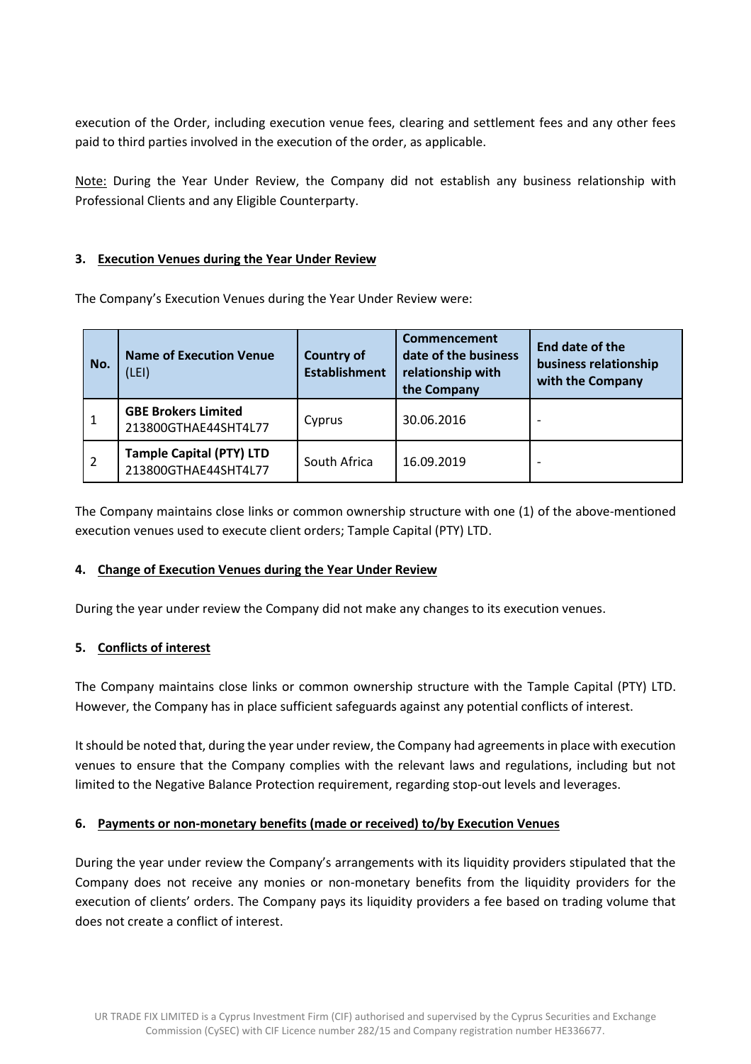execution of the Order, including execution venue fees, clearing and settlement fees and any other fees paid to third parties involved in the execution of the order, as applicable.

Note: During the Year Under Review, the Company did not establish any business relationship with Professional Clients and any Eligible Counterparty.

## 3. Execution Venues during the Year Under Review

The Company's Execution Venues during the Year Under Review were:

| No. | Name of Execution Venue (LEI) | Country of Establishment | Commencement date of the business relationship with the Company | End date of the business relationship with the Company |
|---|---|---|---|---|
| 1 | **GBE Brokers Limited** 213800GTHAE44SHT4L77 | Cyprus | 30.06.2016 | - |
| 2 | **Tample Capital (PTY) LTD** 213800GTHAE44SHT4L77 | South Africa | 16.09.2019 | - |

The Company maintains close links or common ownership structure with one (1) of the above-mentioned execution venues used to execute client orders; Tample Capital (PTY) LTD.

## 4. Change of Execution Venues during the Year Under Review

During the year under review the Company did not make any changes to its execution venues.

## 5. Conflicts of interest

The Company maintains close links or common ownership structure with the Tample Capital (PTY) LTD. However, the Company has in place sufficient safeguards against any potential conflicts of interest.

It should be noted that, during the year under review, the Company had agreements in place with execution venues to ensure that the Company complies with the relevant laws and regulations, including but not limited to the Negative Balance Protection requirement, regarding stop-out levels and leverages.

## 6. Payments or non-monetary benefits (made or received) to/by Execution Venues

During the year under review the Company's arrangements with its liquidity providers stipulated that the Company does not receive any monies or non-monetary benefits from the liquidity providers for the execution of clients' orders. The Company pays its liquidity providers a fee based on trading volume that does not create a conflict of interest.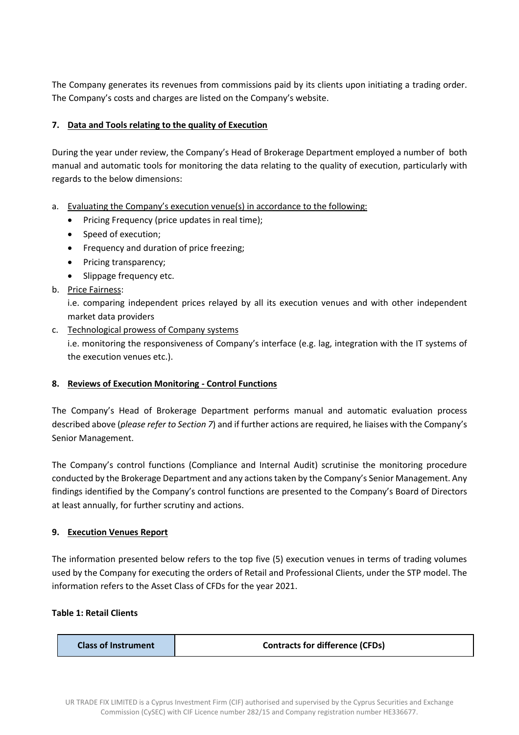The Company generates its revenues from commissions paid by its clients upon initiating a trading order. The Company's costs and charges are listed on the Company's website.

## 7. Data and Tools relating to the quality of Execution

During the year under review, the Company's Head of Brokerage Department employed a number of both manual and automatic tools for monitoring the data relating to the quality of execution, particularly with regards to the below dimensions:

a. Evaluating the Company's execution venue(s) in accordance to the following:
   - Pricing Frequency (price updates in real time);
   - Speed of execution;
   - Frequency and duration of price freezing;
   - Pricing transparency;
   - Slippage frequency etc.

b. Price Fairness:
   i.e. comparing independent prices relayed by all its execution venues and with other independent market data providers

c. Technological prowess of Company systems
   i.e. monitoring the responsiveness of Company's interface (e.g. lag, integration with the IT systems of the execution venues etc.).

## 8. Reviews of Execution Monitoring - Control Functions

The Company's Head of Brokerage Department performs manual and automatic evaluation process described above (*please refer to Section 7*) and if further actions are required, he liaises with the Company's Senior Management.

The Company's control functions (Compliance and Internal Audit) scrutinise the monitoring procedure conducted by the Brokerage Department and any actions taken by the Company's Senior Management. Any findings identified by the Company's control functions are presented to the Company's Board of Directors at least annually, for further scrutiny and actions.

## 9. Execution Venues Report

The information presented below refers to the top five (5) execution venues in terms of trading volumes used by the Company for executing the orders of Retail and Professional Clients, under the STP model. The information refers to the Asset Class of CFDs for the year 2021.

**Table 1: Retail Clients**

| Class of Instrument | Contracts for difference (CFDs) |
|---|---|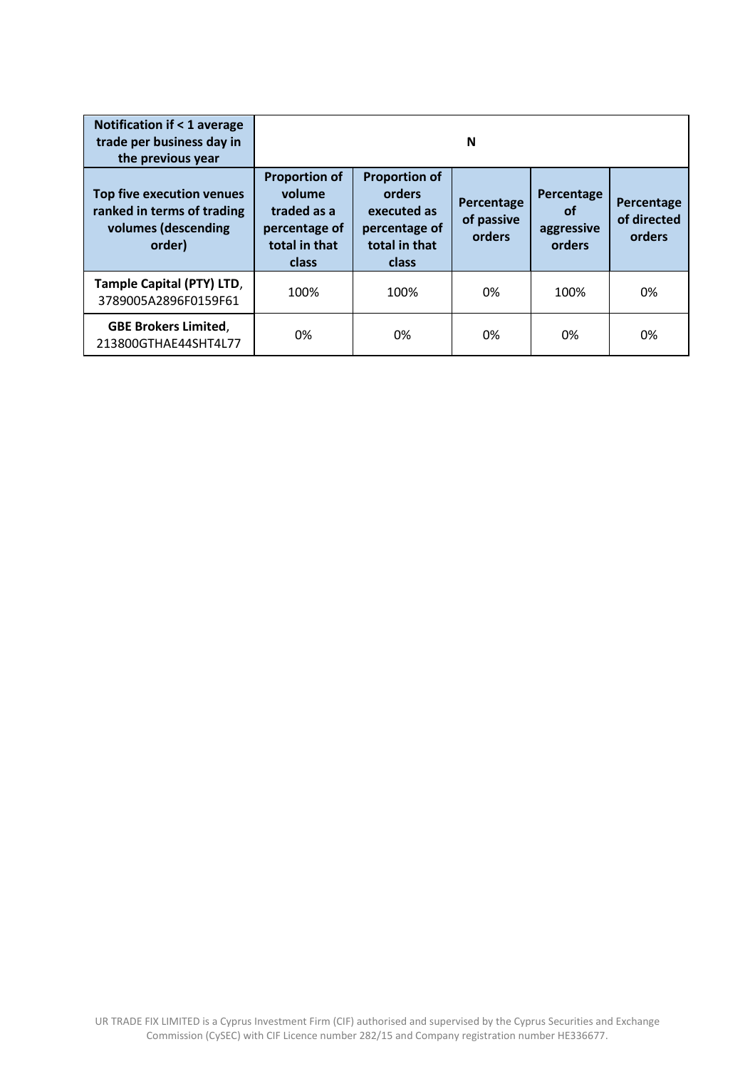| Notification if < 1 average trade per business day in the previous year | N | | | | |
|---|---|---|---|---|---|
| **Top five execution venues ranked in terms of trading volumes (descending order)** | **Proportion of volume traded as a percentage of total in that class** | **Proportion of orders executed as percentage of total in that class** | **Percentage of passive orders** | **Percentage of aggressive orders** | **Percentage of directed orders** |
| **Tample Capital (PTY) LTD**, 3789005A2896F0159F61 | 100% | 100% | 0% | 100% | 0% |
| **GBE Brokers Limited**, 213800GTHAE44SHT4L77 | 0% | 0% | 0% | 0% | 0% |

UR TRADE FIX LIMITED is a Cyprus Investment Firm (CIF) authorised and supervised by the Cyprus Securities and Exchange Commission (CySEC) with CIF Licence number 282/15 and Company registration number HE336677.